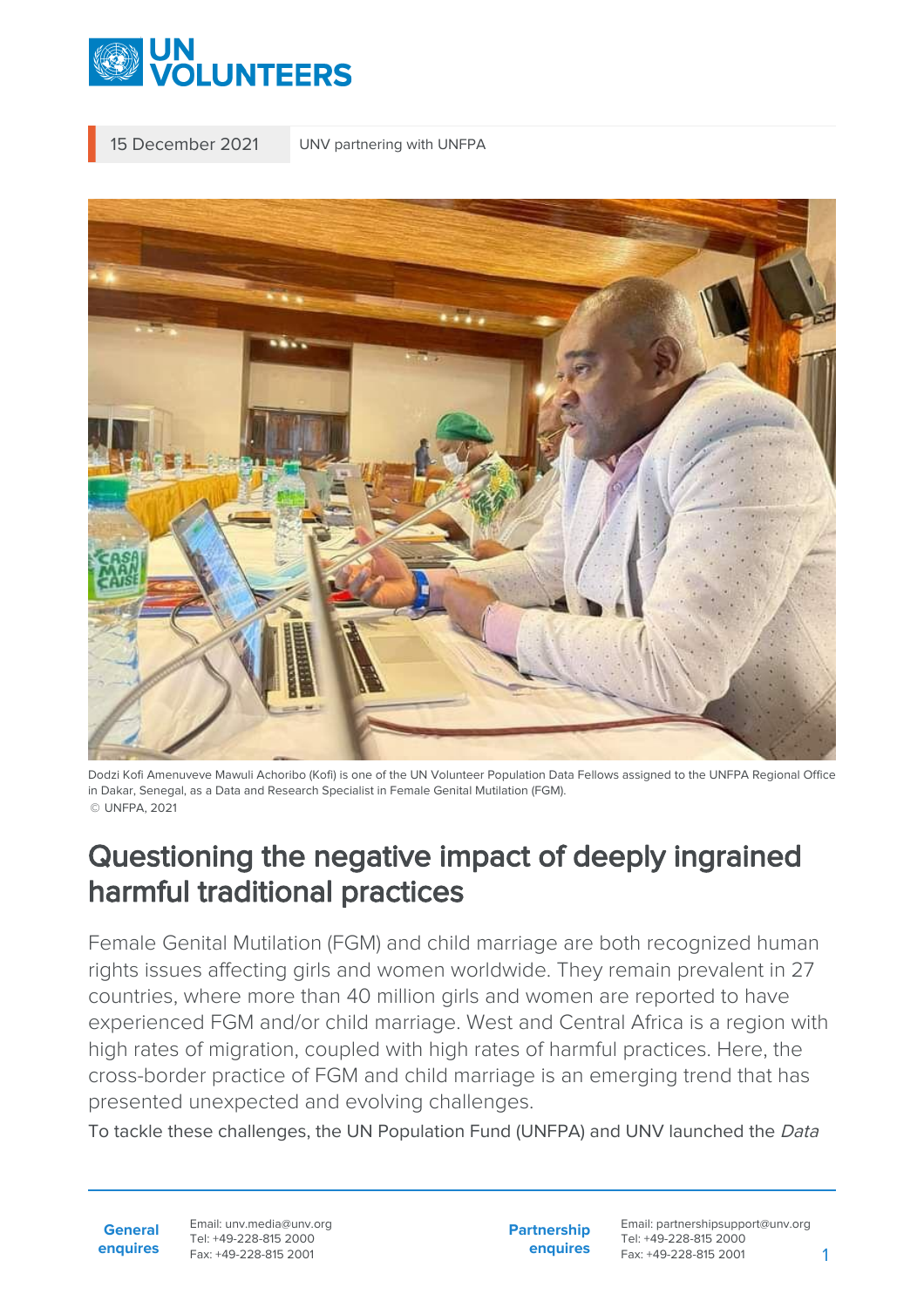15 December 2021 | UNV partnering with UNFPA

Dodzi Kofi Amenuveve Mawuli Achoribo (Kofi) is one of the UN Volunteer Population Data Fellows assigned to the UNFPA Regional Office in Dakar, Senegal, as a Data and Research Specialist in Female Genital Mutilation (FGM).
© UNFPA, 2021

# Questioning the negative impact of deeply ingrained harmful traditional practices

Female Genital Mutilation (FGM) and child marriage are both recognized human rights issues affecting girls and women worldwide. They remain prevalent in 27 countries, where more than 40 million girls and women are reported to have experienced FGM and/or child marriage. West and Central Africa is a region with high rates of migration, coupled with high rates of harmful practices. Here, the cross-border practice of FGM and child marriage is an emerging trend that has presented unexpected and evolving challenges.

To tackle these challenges, the UN Population Fund (UNFPA) and UNV launched the *Data*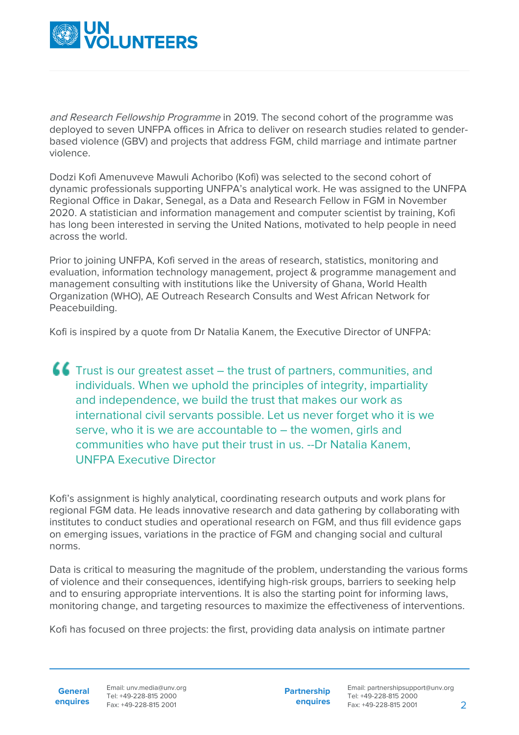*and Research Fellowship Programme* in 2019. The second cohort of the programme was deployed to seven UNFPA offices in Africa to deliver on research studies related to gender-based violence (GBV) and projects that address FGM, child marriage and intimate partner violence.

Dodzi Kofi Amenuveve Mawuli Achoribo (Kofi) was selected to the second cohort of dynamic professionals supporting UNFPA's analytical work. He was assigned to the UNFPA Regional Office in Dakar, Senegal, as a Data and Research Fellow in FGM in November 2020. A statistician and information management and computer scientist by training, Kofi has long been interested in serving the United Nations, motivated to help people in need across the world.

Prior to joining UNFPA, Kofi served in the areas of research, statistics, monitoring and evaluation, information technology management, project & programme management and management consulting with institutions like the University of Ghana, World Health Organization (WHO), AE Outreach Research Consults and West African Network for Peacebuilding.

Kofi is inspired by a quote from Dr Natalia Kanem, the Executive Director of UNFPA:

> Trust is our greatest asset – the trust of partners, communities, and individuals. When we uphold the principles of integrity, impartiality and independence, we build the trust that makes our work as international civil servants possible. Let us never forget who it is we serve, who it is we are accountable to – the women, girls and communities who have put their trust in us. --Dr Natalia Kanem, UNFPA Executive Director

Kofi's assignment is highly analytical, coordinating research outputs and work plans for regional FGM data. He leads innovative research and data gathering by collaborating with institutes to conduct studies and operational research on FGM, and thus fill evidence gaps on emerging issues, variations in the practice of FGM and changing social and cultural norms.

Data is critical to measuring the magnitude of the problem, understanding the various forms of violence and their consequences, identifying high-risk groups, barriers to seeking help and to ensuring appropriate interventions. It is also the starting point for informing laws, monitoring change, and targeting resources to maximize the effectiveness of interventions.

Kofi has focused on three projects: the first, providing data analysis on intimate partner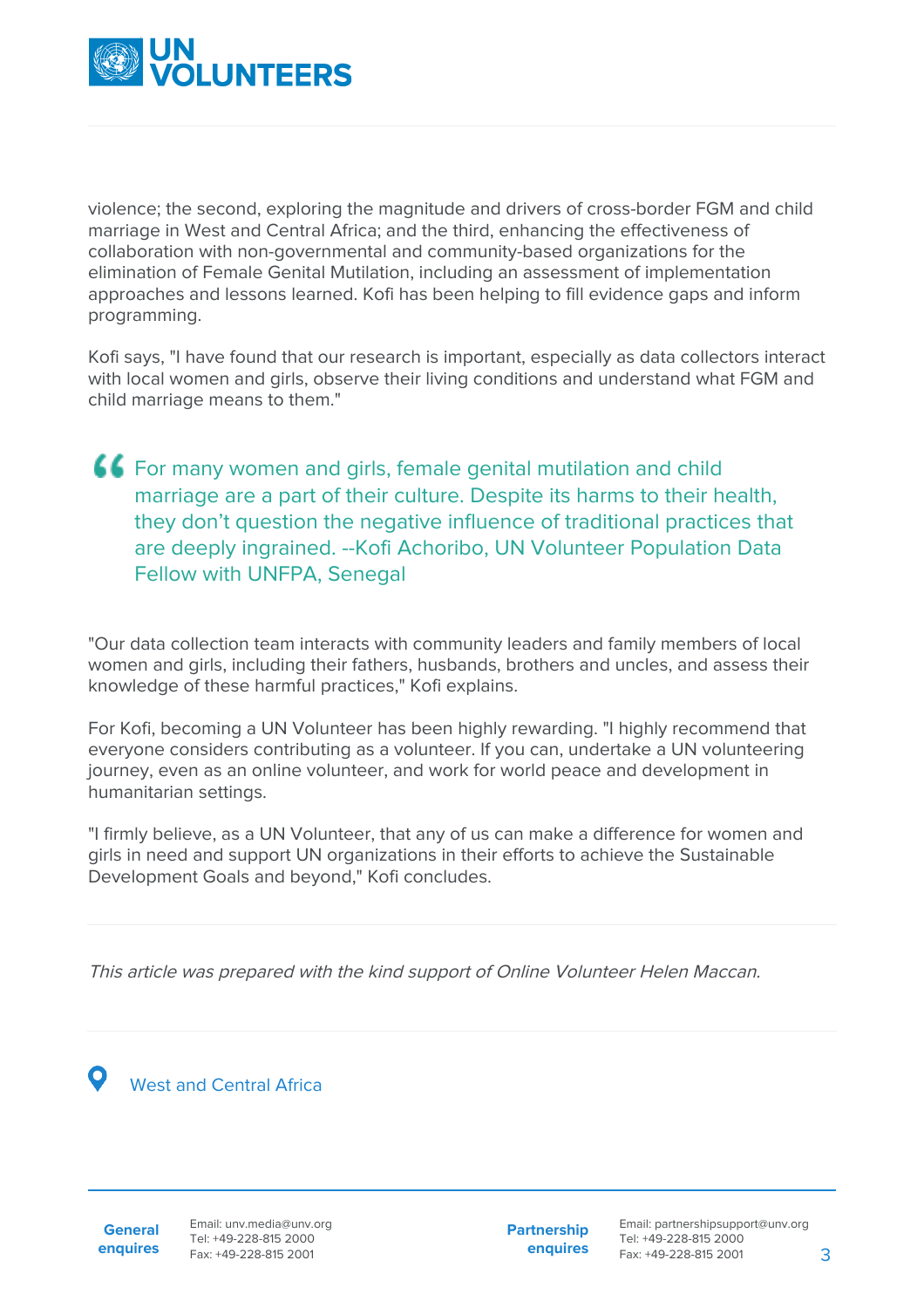violence; the second, exploring the magnitude and drivers of cross-border FGM and child marriage in West and Central Africa; and the third, enhancing the effectiveness of collaboration with non-governmental and community-based organizations for the elimination of Female Genital Mutilation, including an assessment of implementation approaches and lessons learned. Kofi has been helping to fill evidence gaps and inform programming.

Kofi says, "I have found that our research is important, especially as data collectors interact with local women and girls, observe their living conditions and understand what FGM and child marriage means to them."

> For many women and girls, female genital mutilation and child marriage are a part of their culture. Despite its harms to their health, they don't question the negative influence of traditional practices that are deeply ingrained. --Kofi Achoribo, UN Volunteer Population Data Fellow with UNFPA, Senegal

"Our data collection team interacts with community leaders and family members of local women and girls, including their fathers, husbands, brothers and uncles, and assess their knowledge of these harmful practices," Kofi explains.

For Kofi, becoming a UN Volunteer has been highly rewarding. "I highly recommend that everyone considers contributing as a volunteer. If you can, undertake a UN volunteering journey, even as an online volunteer, and work for world peace and development in humanitarian settings.

"I firmly believe, as a UN Volunteer, that any of us can make a difference for women and girls in need and support UN organizations in their efforts to achieve the Sustainable Development Goals and beyond," Kofi concludes.

---

*This article was prepared with the kind support of Online Volunteer Helen Maccan.*

---

West and Central Africa

**General enquires**
Email: unv.media@unv.org
Tel: +49-228-815 2000
Fax: +49-228-815 2001

**Partnership enquires**
Email: partnershipsupport@unv.org
Tel: +49-228-815 2000
Fax: +49-228-815 2001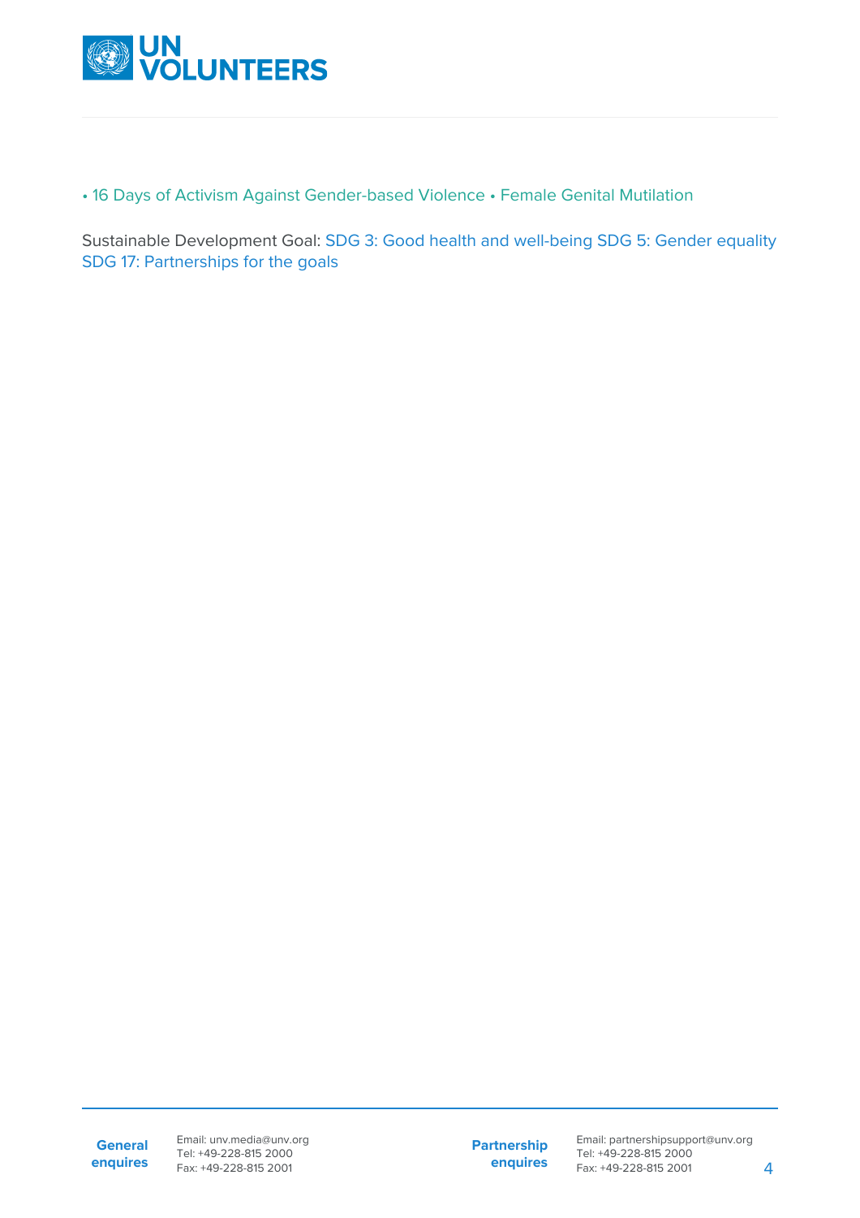• 16 Days of Activism Against Gender-based Violence • Female Genital Mutilation

Sustainable Development Goal: SDG 3: Good health and well-being SDG 5: Gender equality SDG 17: Partnerships for the goals